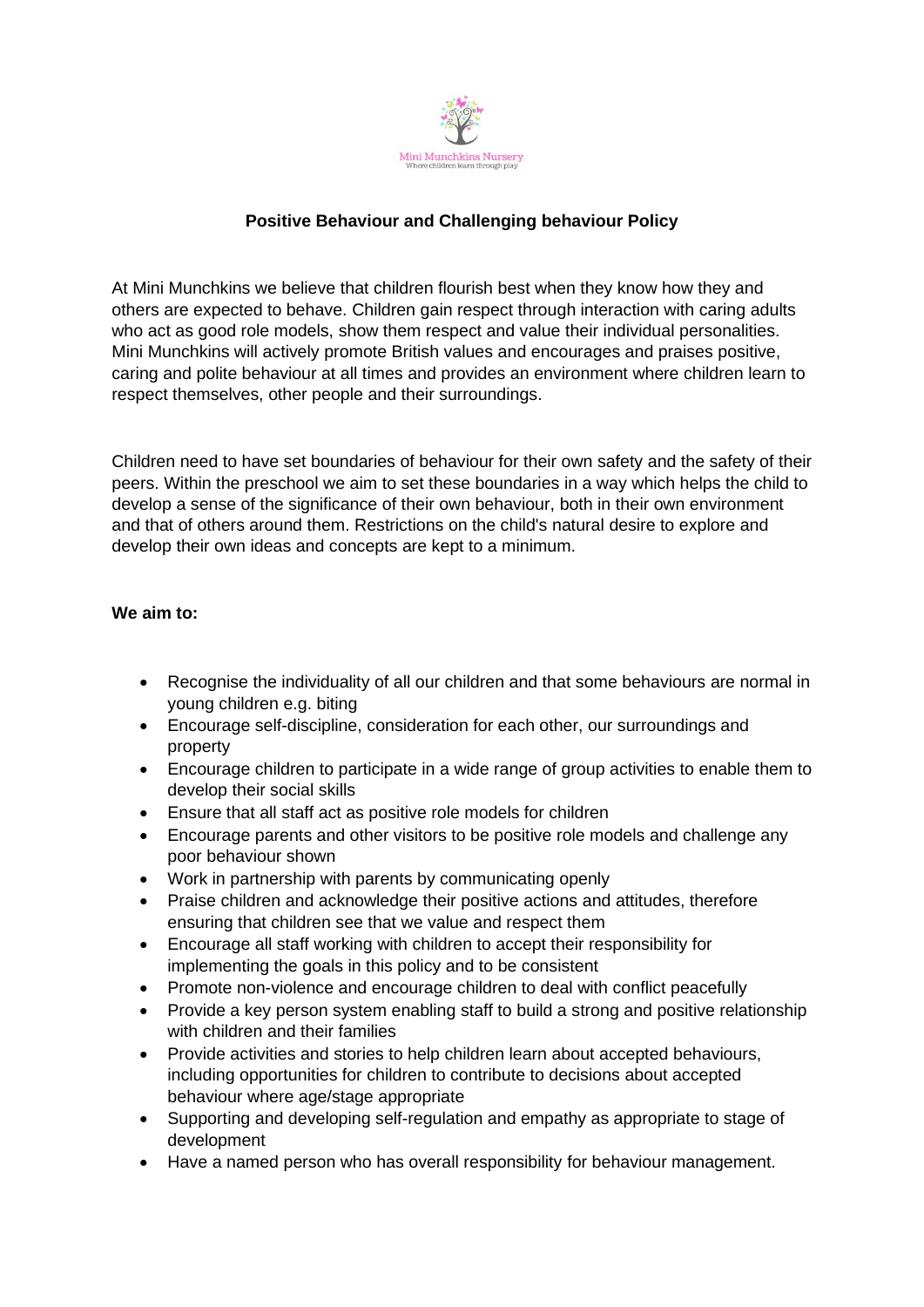Mini Munchkins Nursery
Where children learn through play

## Positive Behaviour and Challenging behaviour Policy

At Mini Munchkins we believe that children flourish best when they know how they and others are expected to behave. Children gain respect through interaction with caring adults who act as good role models, show them respect and value their individual personalities. Mini Munchkins will actively promote British values and encourages and praises positive, caring and polite behaviour at all times and provides an environment where children learn to respect themselves, other people and their surroundings.

Children need to have set boundaries of behaviour for their own safety and the safety of their peers. Within the preschool we aim to set these boundaries in a way which helps the child to develop a sense of the significance of their own behaviour, both in their own environment and that of others around them. Restrictions on the child's natural desire to explore and develop their own ideas and concepts are kept to a minimum.

**We aim to:**

- Recognise the individuality of all our children and that some behaviours are normal in young children e.g. biting
- Encourage self-discipline, consideration for each other, our surroundings and property
- Encourage children to participate in a wide range of group activities to enable them to develop their social skills
- Ensure that all staff act as positive role models for children
- Encourage parents and other visitors to be positive role models and challenge any poor behaviour shown
- Work in partnership with parents by communicating openly
- Praise children and acknowledge their positive actions and attitudes, therefore ensuring that children see that we value and respect them
- Encourage all staff working with children to accept their responsibility for implementing the goals in this policy and to be consistent
- Promote non-violence and encourage children to deal with conflict peacefully
- Provide a key person system enabling staff to build a strong and positive relationship with children and their families
- Provide activities and stories to help children learn about accepted behaviours, including opportunities for children to contribute to decisions about accepted behaviour where age/stage appropriate
- Supporting and developing self-regulation and empathy as appropriate to stage of development
- Have a named person who has overall responsibility for behaviour management.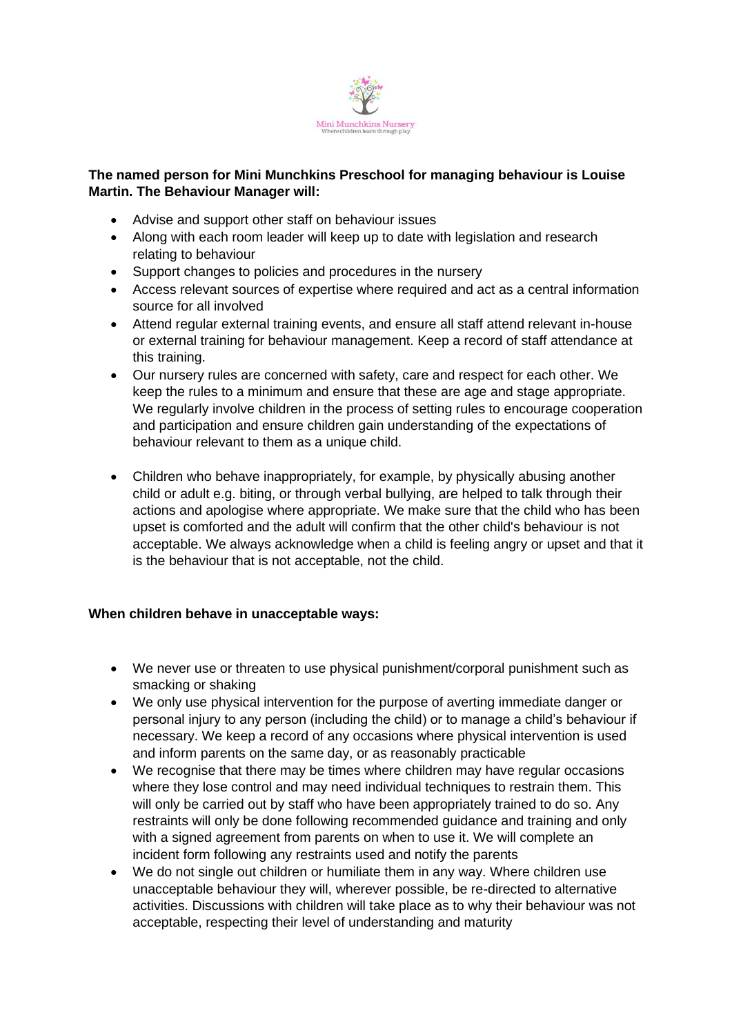**The named person for Mini Munchkins Preschool for managing behaviour is Louise Martin. The Behaviour Manager will:**

- Advise and support other staff on behaviour issues
- Along with each room leader will keep up to date with legislation and research relating to behaviour
- Support changes to policies and procedures in the nursery
- Access relevant sources of expertise where required and act as a central information source for all involved
- Attend regular external training events, and ensure all staff attend relevant in-house or external training for behaviour management. Keep a record of staff attendance at this training.
- Our nursery rules are concerned with safety, care and respect for each other. We keep the rules to a minimum and ensure that these are age and stage appropriate. We regularly involve children in the process of setting rules to encourage cooperation and participation and ensure children gain understanding of the expectations of behaviour relevant to them as a unique child.
- Children who behave inappropriately, for example, by physically abusing another child or adult e.g. biting, or through verbal bullying, are helped to talk through their actions and apologise where appropriate. We make sure that the child who has been upset is comforted and the adult will confirm that the other child's behaviour is not acceptable. We always acknowledge when a child is feeling angry or upset and that it is the behaviour that is not acceptable, not the child.

**When children behave in unacceptable ways:**

- We never use or threaten to use physical punishment/corporal punishment such as smacking or shaking
- We only use physical intervention for the purpose of averting immediate danger or personal injury to any person (including the child) or to manage a child's behaviour if necessary. We keep a record of any occasions where physical intervention is used and inform parents on the same day, or as reasonably practicable
- We recognise that there may be times where children may have regular occasions where they lose control and may need individual techniques to restrain them. This will only be carried out by staff who have been appropriately trained to do so. Any restraints will only be done following recommended guidance and training and only with a signed agreement from parents on when to use it. We will complete an incident form following any restraints used and notify the parents
- We do not single out children or humiliate them in any way. Where children use unacceptable behaviour they will, wherever possible, be re-directed to alternative activities. Discussions with children will take place as to why their behaviour was not acceptable, respecting their level of understanding and maturity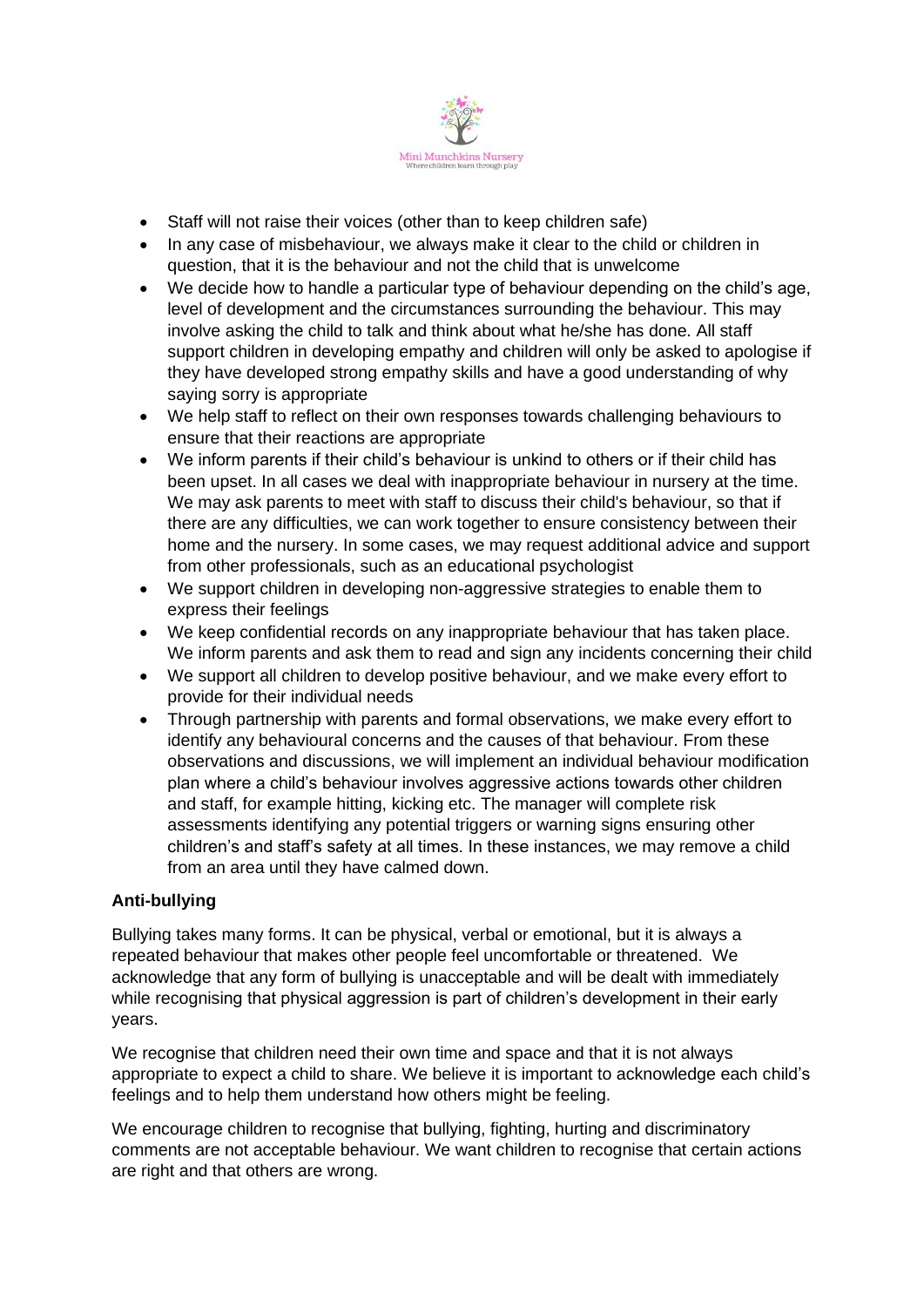- Staff will not raise their voices (other than to keep children safe)
- In any case of misbehaviour, we always make it clear to the child or children in question, that it is the behaviour and not the child that is unwelcome
- We decide how to handle a particular type of behaviour depending on the child's age, level of development and the circumstances surrounding the behaviour. This may involve asking the child to talk and think about what he/she has done. All staff support children in developing empathy and children will only be asked to apologise if they have developed strong empathy skills and have a good understanding of why saying sorry is appropriate
- We help staff to reflect on their own responses towards challenging behaviours to ensure that their reactions are appropriate
- We inform parents if their child's behaviour is unkind to others or if their child has been upset. In all cases we deal with inappropriate behaviour in nursery at the time. We may ask parents to meet with staff to discuss their child's behaviour, so that if there are any difficulties, we can work together to ensure consistency between their home and the nursery. In some cases, we may request additional advice and support from other professionals, such as an educational psychologist
- We support children in developing non-aggressive strategies to enable them to express their feelings
- We keep confidential records on any inappropriate behaviour that has taken place. We inform parents and ask them to read and sign any incidents concerning their child
- We support all children to develop positive behaviour, and we make every effort to provide for their individual needs
- Through partnership with parents and formal observations, we make every effort to identify any behavioural concerns and the causes of that behaviour. From these observations and discussions, we will implement an individual behaviour modification plan where a child's behaviour involves aggressive actions towards other children and staff, for example hitting, kicking etc. The manager will complete risk assessments identifying any potential triggers or warning signs ensuring other children's and staff's safety at all times. In these instances, we may remove a child from an area until they have calmed down.

**Anti-bullying**

Bullying takes many forms. It can be physical, verbal or emotional, but it is always a repeated behaviour that makes other people feel uncomfortable or threatened. We acknowledge that any form of bullying is unacceptable and will be dealt with immediately while recognising that physical aggression is part of children's development in their early years.

We recognise that children need their own time and space and that it is not always appropriate to expect a child to share. We believe it is important to acknowledge each child's feelings and to help them understand how others might be feeling.

We encourage children to recognise that bullying, fighting, hurting and discriminatory comments are not acceptable behaviour. We want children to recognise that certain actions are right and that others are wrong.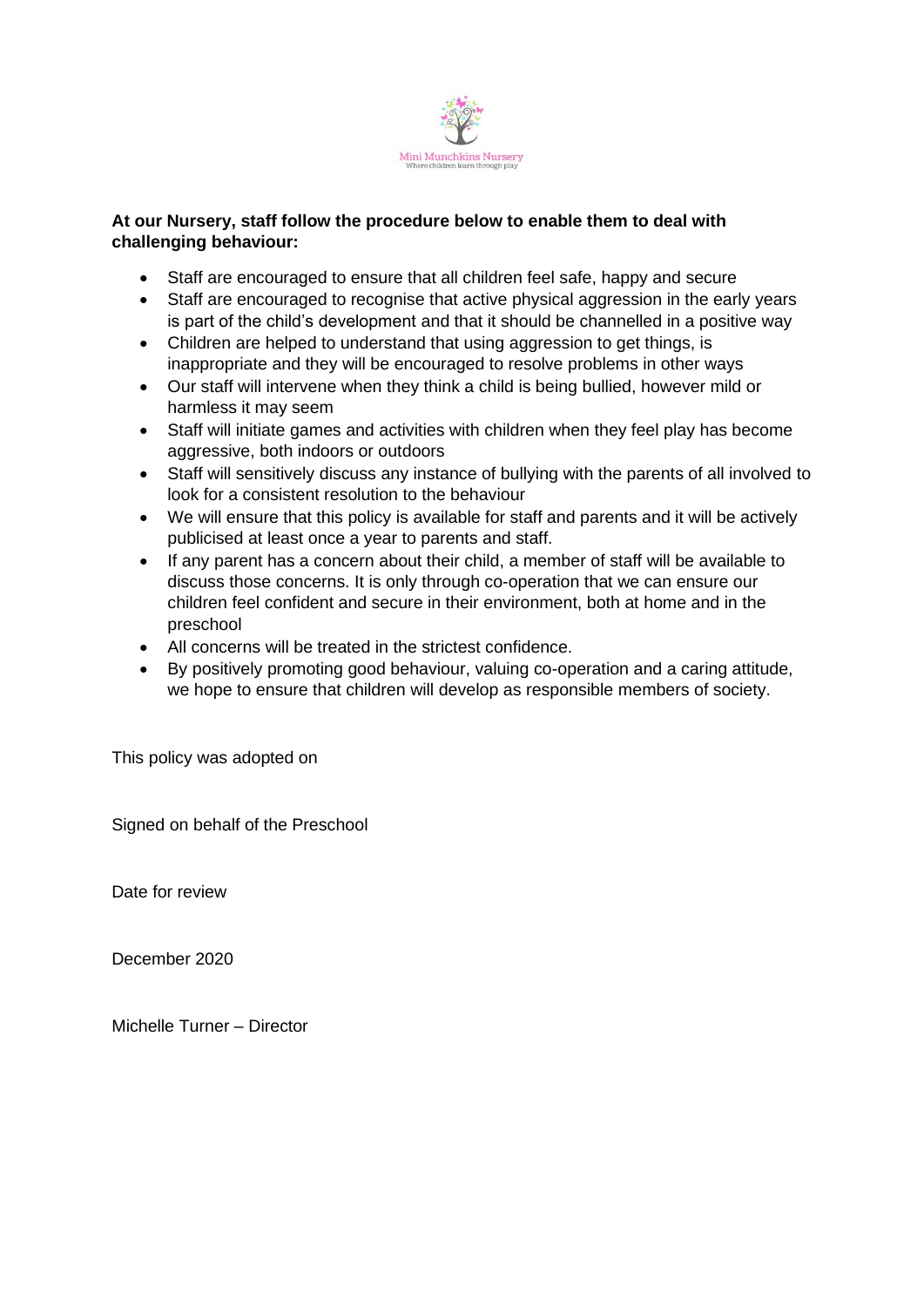Mini Munchkins Nursery
Where children learn through play

**At our Nursery, staff follow the procedure below to enable them to deal with challenging behaviour:**

- Staff are encouraged to ensure that all children feel safe, happy and secure
- Staff are encouraged to recognise that active physical aggression in the early years is part of the child's development and that it should be channelled in a positive way
- Children are helped to understand that using aggression to get things, is inappropriate and they will be encouraged to resolve problems in other ways
- Our staff will intervene when they think a child is being bullied, however mild or harmless it may seem
- Staff will initiate games and activities with children when they feel play has become aggressive, both indoors or outdoors
- Staff will sensitively discuss any instance of bullying with the parents of all involved to look for a consistent resolution to the behaviour
- We will ensure that this policy is available for staff and parents and it will be actively publicised at least once a year to parents and staff.
- If any parent has a concern about their child, a member of staff will be available to discuss those concerns. It is only through co-operation that we can ensure our children feel confident and secure in their environment, both at home and in the preschool
- All concerns will be treated in the strictest confidence.
- By positively promoting good behaviour, valuing co-operation and a caring attitude, we hope to ensure that children will develop as responsible members of society.

This policy was adopted on

Signed on behalf of the Preschool

Date for review

December 2020

Michelle Turner – Director